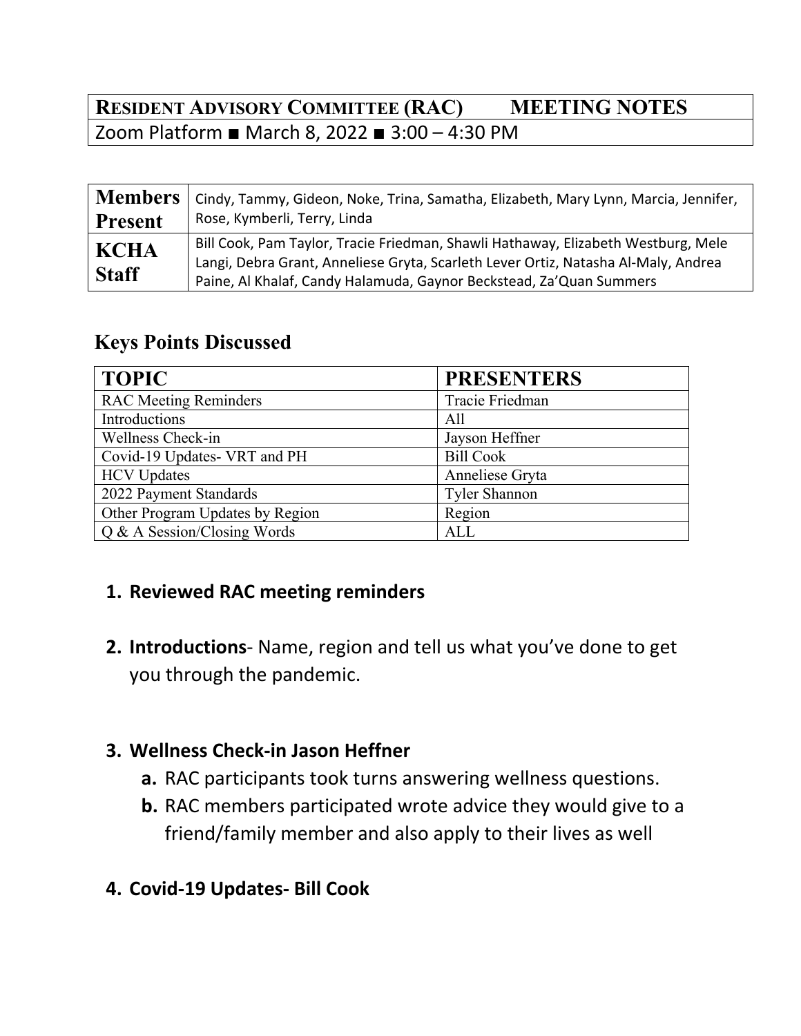| **RESIDENT ADVISORY COMMITTEE (RAC)** | **MEETING NOTES** |
|---|---|
| Zoom Platform ■ March 8, 2022 ■ 3:00 – 4:30 PM | |

| | |
|---|---|
| **Members Present** | Cindy, Tammy, Gideon, Noke, Trina, Samatha, Elizabeth, Mary Lynn, Marcia, Jennifer, Rose, Kymberli, Terry, Linda |
| **KCHA Staff** | Bill Cook, Pam Taylor, Tracie Friedman, Shawli Hathaway, Elizabeth Westburg, Mele Langi, Debra Grant, Anneliese Gryta, Scarleth Lever Ortiz, Natasha Al-Maly, Andrea Paine, Al Khalaf, Candy Halamuda, Gaynor Beckstead, Za'Quan Summers |

## Keys Points Discussed

| TOPIC | PRESENTERS |
|---|---|
| RAC Meeting Reminders | Tracie Friedman |
| Introductions | All |
| Wellness Check-in | Jayson Heffner |
| Covid-19 Updates- VRT and PH | Bill Cook |
| HCV Updates | Anneliese Gryta |
| 2022 Payment Standards | Tyler Shannon |
| Other Program Updates by Region | Region |
| Q & A Session/Closing Words | ALL |

1. **Reviewed RAC meeting reminders**

2. **Introductions**- Name, region and tell us what you've done to get you through the pandemic.

3. **Wellness Check-in Jason Heffner**
   a. RAC participants took turns answering wellness questions.
   b. RAC members participated wrote advice they would give to a friend/family member and also apply to their lives as well

4. **Covid-19 Updates- Bill Cook**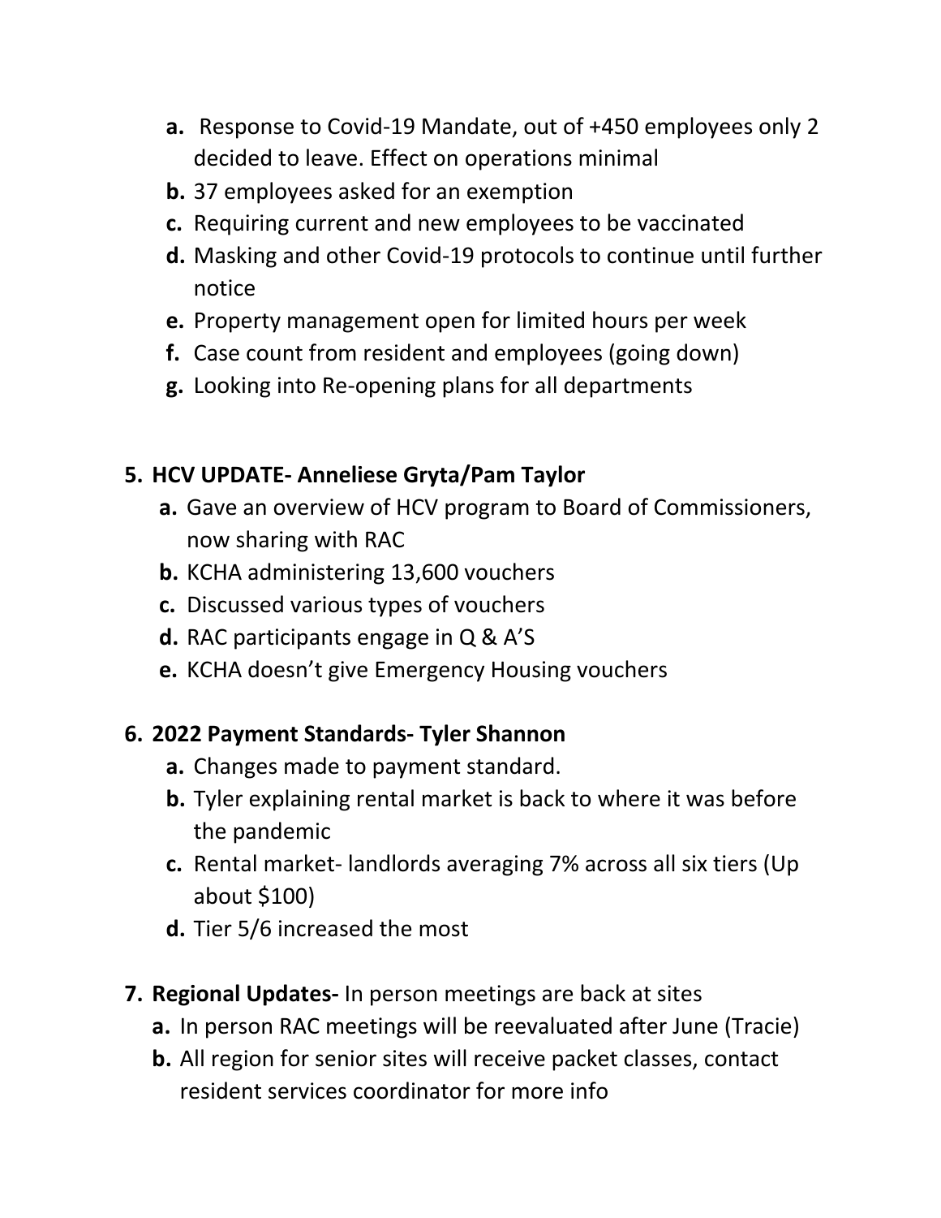a. Response to Covid-19 Mandate, out of +450 employees only 2 decided to leave. Effect on operations minimal
b. 37 employees asked for an exemption
c. Requiring current and new employees to be vaccinated
d. Masking and other Covid-19 protocols to continue until further notice
e. Property management open for limited hours per week
f. Case count from resident and employees (going down)
g. Looking into Re-opening plans for all departments

5. **HCV UPDATE- Anneliese Gryta/Pam Taylor**
   a. Gave an overview of HCV program to Board of Commissioners, now sharing with RAC
   b. KCHA administering 13,600 vouchers
   c. Discussed various types of vouchers
   d. RAC participants engage in Q & A'S
   e. KCHA doesn't give Emergency Housing vouchers

6. **2022 Payment Standards- Tyler Shannon**
   a. Changes made to payment standard.
   b. Tyler explaining rental market is back to where it was before the pandemic
   c. Rental market- landlords averaging 7% across all six tiers (Up about $100)
   d. Tier 5/6 increased the most

7. **Regional Updates-** In person meetings are back at sites
   a. In person RAC meetings will be reevaluated after June (Tracie)
   b. All region for senior sites will receive packet classes, contact resident services coordinator for more info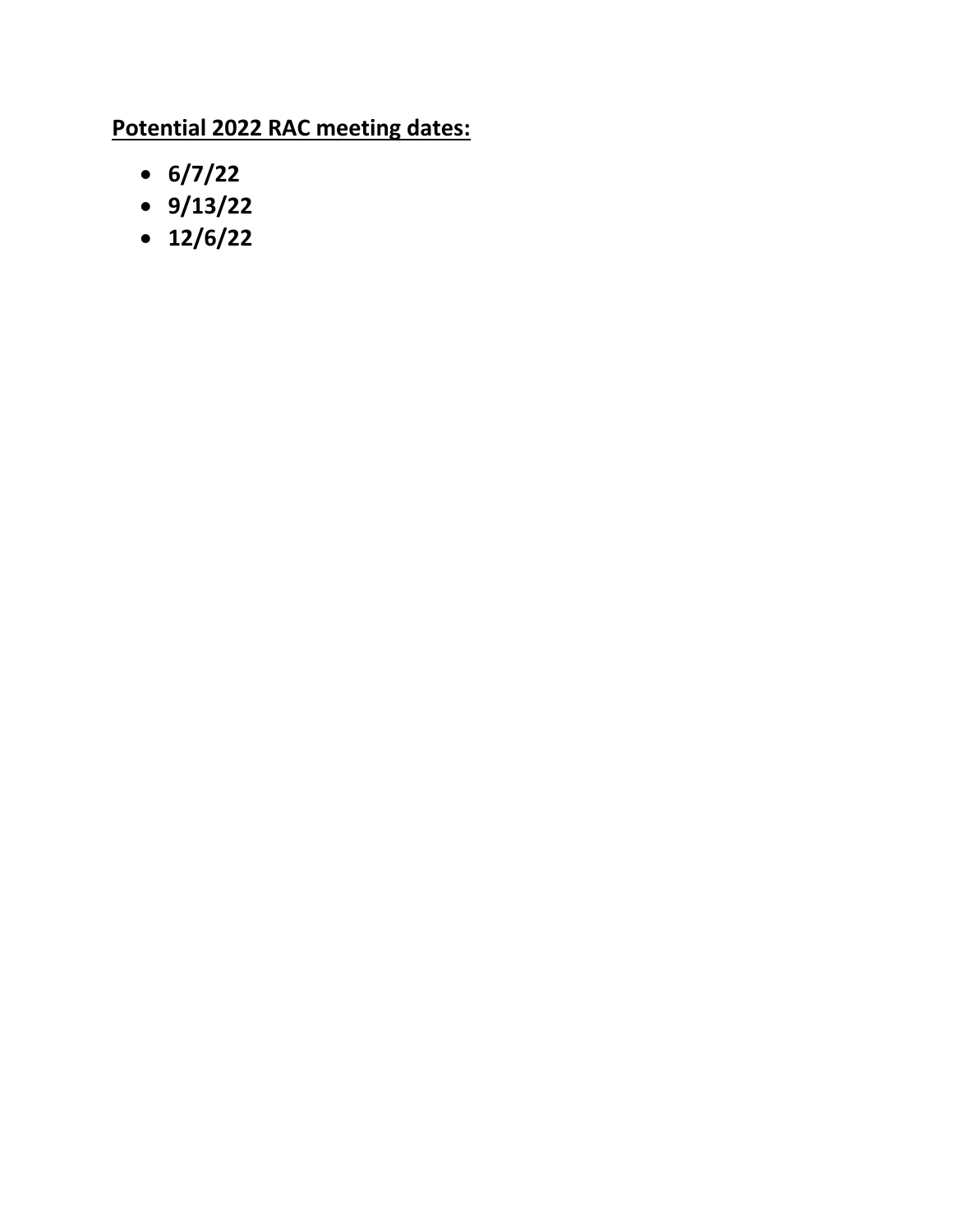**Potential 2022 RAC meeting dates:**

- **6/7/22**
- **9/13/22**
- **12/6/22**